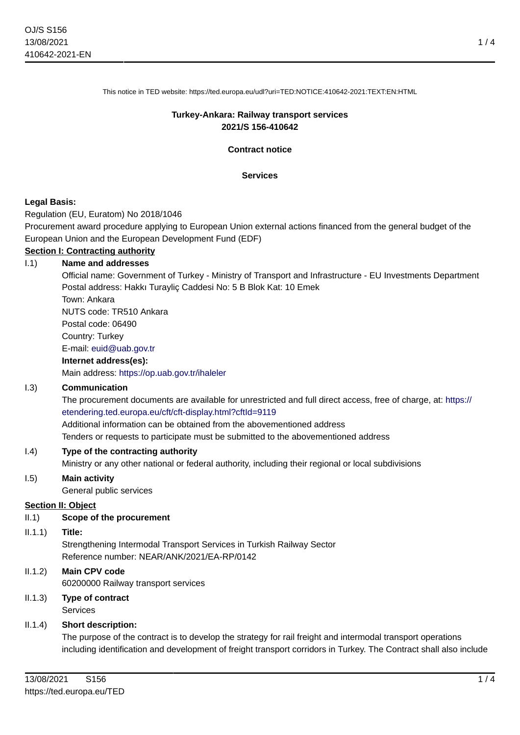This notice in TED website: https://ted.europa.eu/udl?uri=TED:NOTICE:410642-2021:TEXT:EN:HTML

# Turkey-Ankara: Railway transport services
# 2021/S 156-410642

## Contract notice

## Services

**Legal Basis:**

Regulation (EU, Euratom) No 2018/1046

Procurement award procedure applying to European Union external actions financed from the general budget of the European Union and the European Development Fund (EDF)

**Section I: Contracting authority**

I.1) **Name and addresses**

Official name: Government of Turkey - Ministry of Transport and Infrastructure - EU Investments Department
Postal address: Hakkı Turayliç Caddesi No: 5 B Blok Kat: 10 Emek
Town: Ankara
NUTS code: TR510 Ankara
Postal code: 06490
Country: Turkey
E-mail: euid@uab.gov.tr

**Internet address(es):**

Main address: https://op.uab.gov.tr/ihaleler

I.3) **Communication**

The procurement documents are available for unrestricted and full direct access, free of charge, at: https://etendering.ted.europa.eu/cft/cft-display.html?cftId=9119
Additional information can be obtained from the abovementioned address
Tenders or requests to participate must be submitted to the abovementioned address

I.4) **Type of the contracting authority**

Ministry or any other national or federal authority, including their regional or local subdivisions

I.5) **Main activity**

General public services

**Section II: Object**

II.1) **Scope of the procurement**

II.1.1) **Title:**

Strengthening Intermodal Transport Services in Turkish Railway Sector
Reference number: NEAR/ANK/2021/EA-RP/0142

II.1.2) **Main CPV code**

60200000 Railway transport services

II.1.3) **Type of contract**

Services

II.1.4) **Short description:**

The purpose of the contract is to develop the strategy for rail freight and intermodal transport operations including identification and development of freight transport corridors in Turkey. The Contract shall also include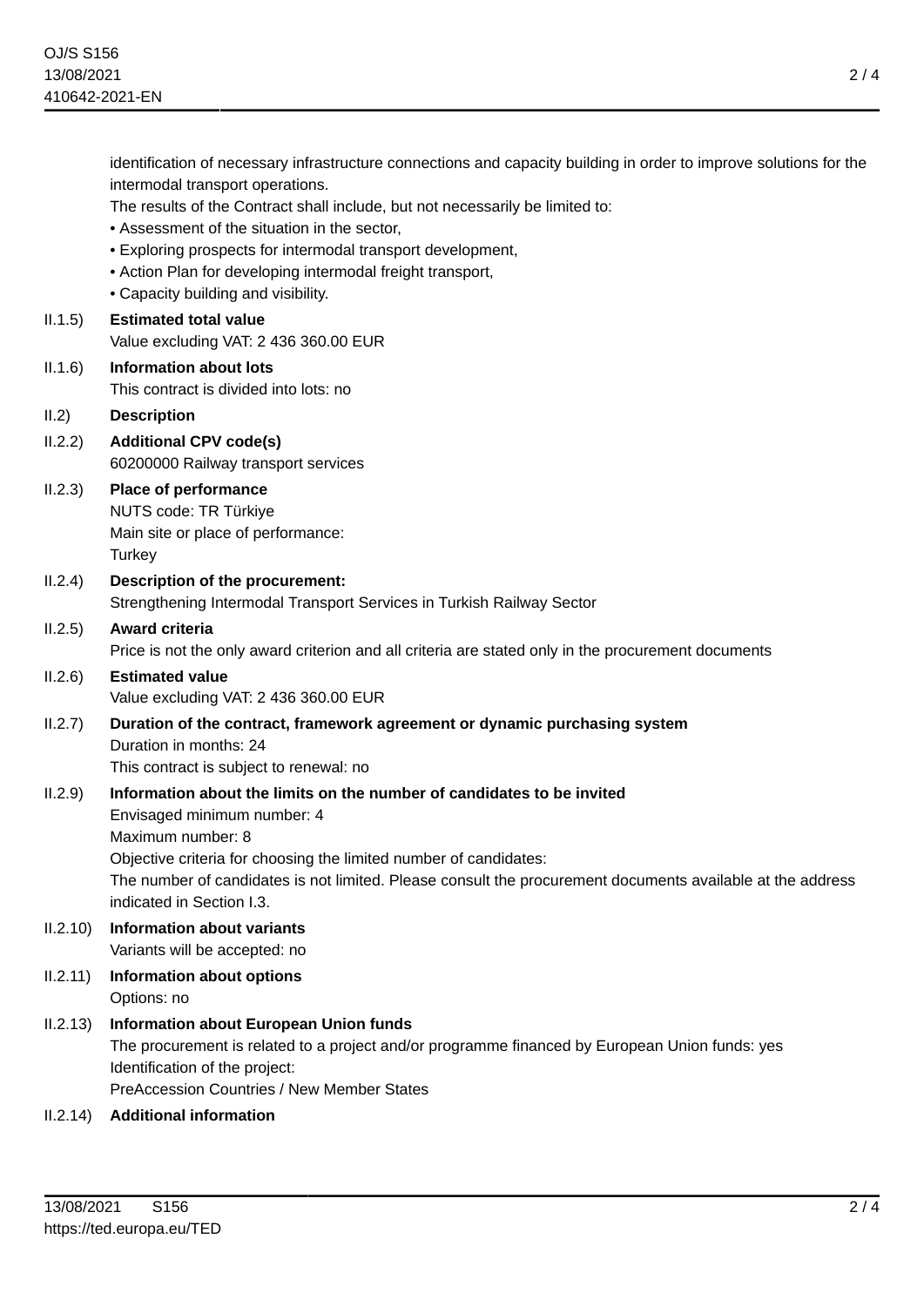identification of necessary infrastructure connections and capacity building in order to improve solutions for the intermodal transport operations.

The results of the Contract shall include, but not necessarily be limited to:

- Assessment of the situation in the sector,
- Exploring prospects for intermodal transport development,
- Action Plan for developing intermodal freight transport,
- Capacity building and visibility.

II.1.5) **Estimated total value**

Value excluding VAT: 2 436 360.00 EUR

II.1.6) **Information about lots**

This contract is divided into lots: no

II.2) **Description**

II.2.2) **Additional CPV code(s)**

60200000 Railway transport services

II.2.3) **Place of performance**

NUTS code: TR Türkiye

Main site or place of performance:

Turkey

II.2.4) **Description of the procurement:**

Strengthening Intermodal Transport Services in Turkish Railway Sector

II.2.5) **Award criteria**

Price is not the only award criterion and all criteria are stated only in the procurement documents

II.2.6) **Estimated value**

Value excluding VAT: 2 436 360.00 EUR

II.2.7) **Duration of the contract, framework agreement or dynamic purchasing system**

Duration in months: 24

This contract is subject to renewal: no

II.2.9) **Information about the limits on the number of candidates to be invited**

Envisaged minimum number: 4

Maximum number: 8

Objective criteria for choosing the limited number of candidates:

The number of candidates is not limited. Please consult the procurement documents available at the address indicated in Section I.3.

II.2.10) **Information about variants**

Variants will be accepted: no

II.2.11) **Information about options**

Options: no

II.2.13) **Information about European Union funds**

The procurement is related to a project and/or programme financed by European Union funds: yes

Identification of the project:

PreAccession Countries / New Member States

II.2.14) **Additional information**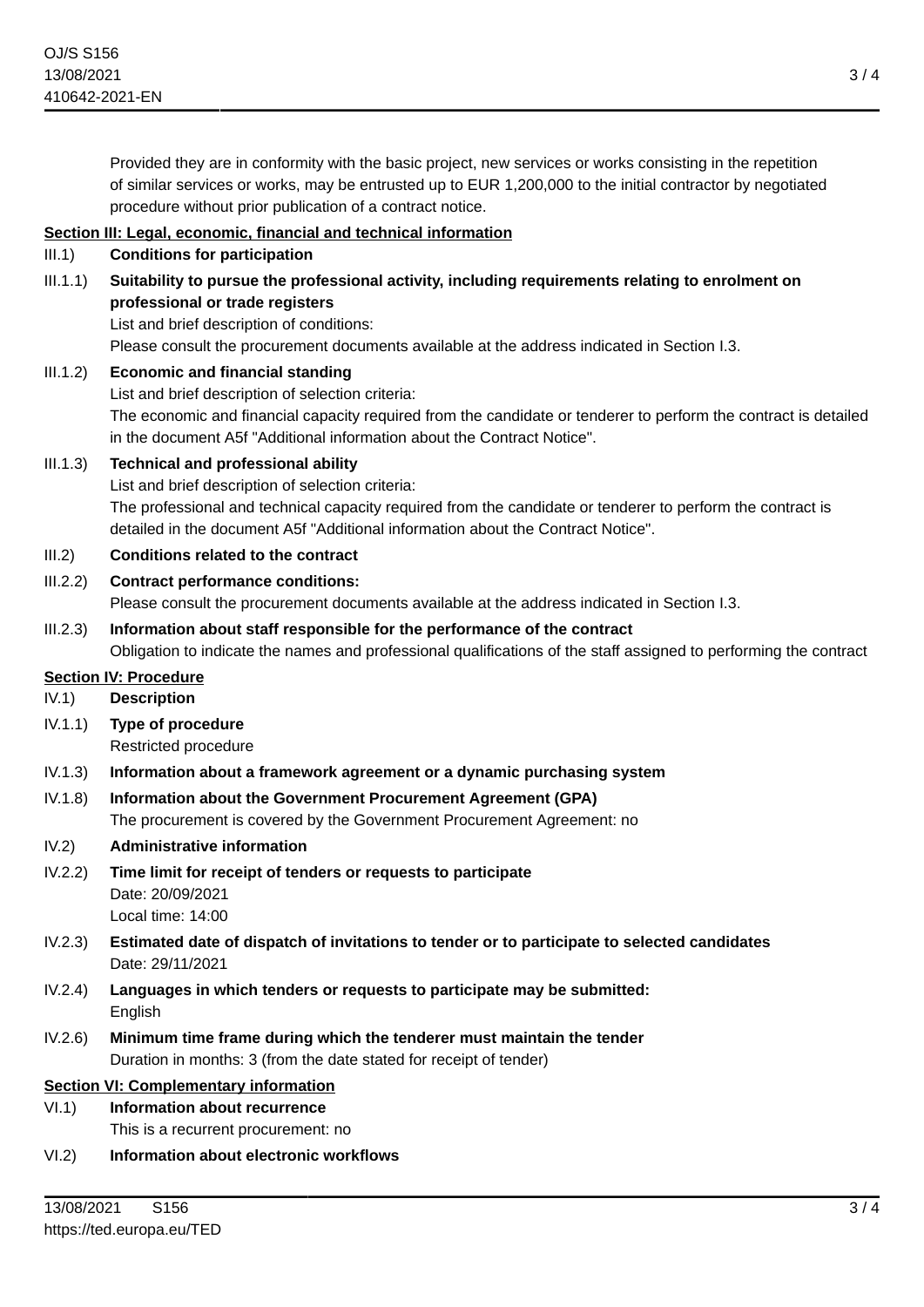Provided they are in conformity with the basic project, new services or works consisting in the repetition of similar services or works, may be entrusted up to EUR 1,200,000 to the initial contractor by negotiated procedure without prior publication of a contract notice.

**Section III: Legal, economic, financial and technical information**

III.1) **Conditions for participation**

III.1.1) **Suitability to pursue the professional activity, including requirements relating to enrolment on professional or trade registers**

List and brief description of conditions:

Please consult the procurement documents available at the address indicated in Section I.3.

III.1.2) **Economic and financial standing**

List and brief description of selection criteria:

The economic and financial capacity required from the candidate or tenderer to perform the contract is detailed in the document A5f "Additional information about the Contract Notice".

III.1.3) **Technical and professional ability**

List and brief description of selection criteria:

The professional and technical capacity required from the candidate or tenderer to perform the contract is detailed in the document A5f "Additional information about the Contract Notice".

III.2) **Conditions related to the contract**

III.2.2) **Contract performance conditions:**

Please consult the procurement documents available at the address indicated in Section I.3.

III.2.3) **Information about staff responsible for the performance of the contract**

Obligation to indicate the names and professional qualifications of the staff assigned to performing the contract

**Section IV: Procedure**

IV.1) **Description**

IV.1.1) **Type of procedure**

Restricted procedure

IV.1.3) **Information about a framework agreement or a dynamic purchasing system**

IV.1.8) **Information about the Government Procurement Agreement (GPA)**

The procurement is covered by the Government Procurement Agreement: no

IV.2) **Administrative information**

IV.2.2) **Time limit for receipt of tenders or requests to participate**

Date: 20/09/2021

Local time: 14:00

IV.2.3) **Estimated date of dispatch of invitations to tender or to participate to selected candidates**

Date: 29/11/2021

IV.2.4) **Languages in which tenders or requests to participate may be submitted:**

English

IV.2.6) **Minimum time frame during which the tenderer must maintain the tender**

Duration in months: 3 (from the date stated for receipt of tender)

**Section VI: Complementary information**

VI.1) **Information about recurrence**

This is a recurrent procurement: no

VI.2) **Information about electronic workflows**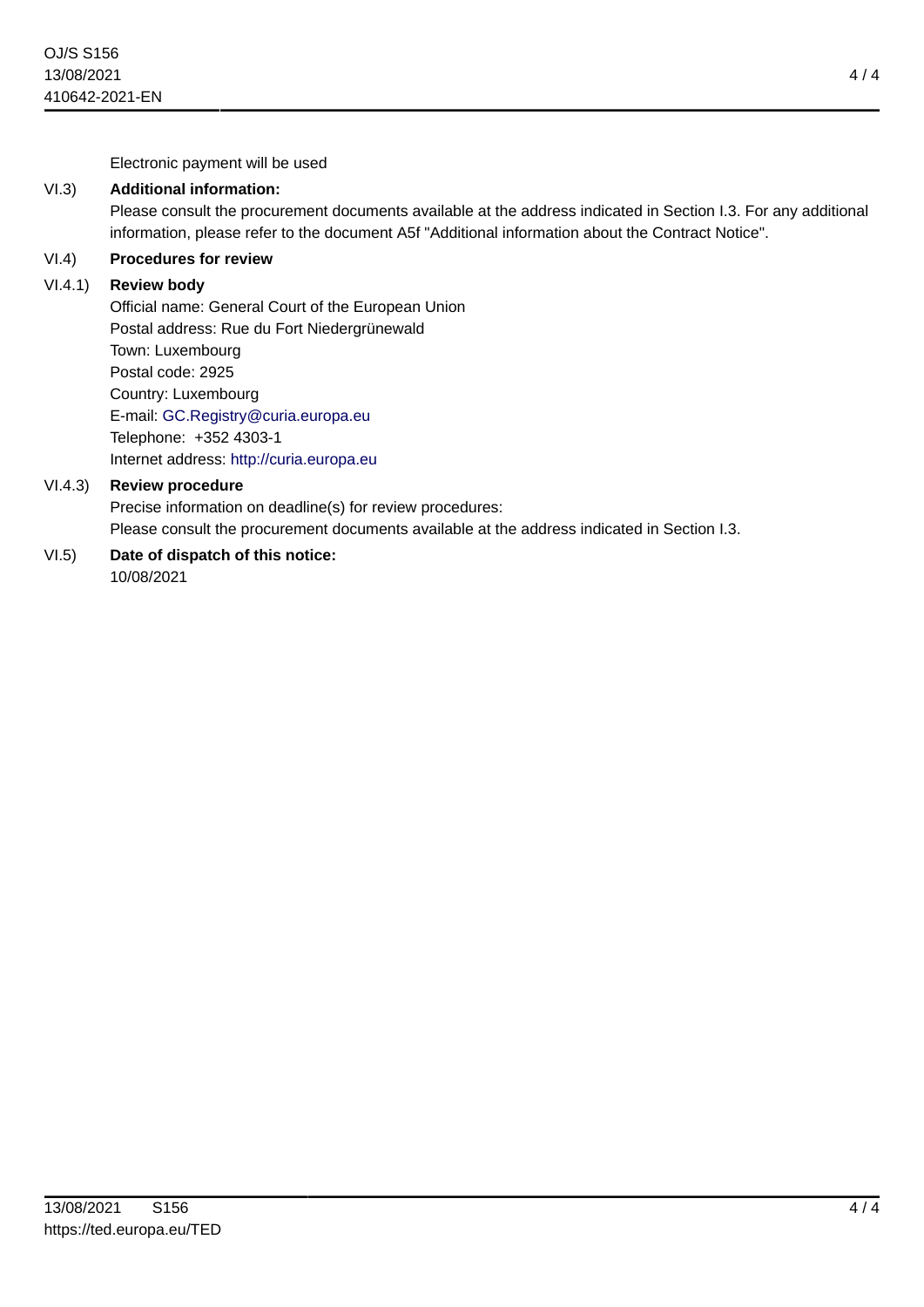Electronic payment will be used

**VI.3) Additional information:**

Please consult the procurement documents available at the address indicated in Section I.3. For any additional information, please refer to the document A5f "Additional information about the Contract Notice".

**VI.4) Procedures for review**

**VI.4.1) Review body**

Official name: General Court of the European Union
Postal address: Rue du Fort Niedergrünewald
Town: Luxembourg
Postal code: 2925
Country: Luxembourg
E-mail: GC.Registry@curia.europa.eu
Telephone: +352 4303-1
Internet address: http://curia.europa.eu

**VI.4.3) Review procedure**

Precise information on deadline(s) for review procedures:
Please consult the procurement documents available at the address indicated in Section I.3.

**VI.5) Date of dispatch of this notice:**

10/08/2021